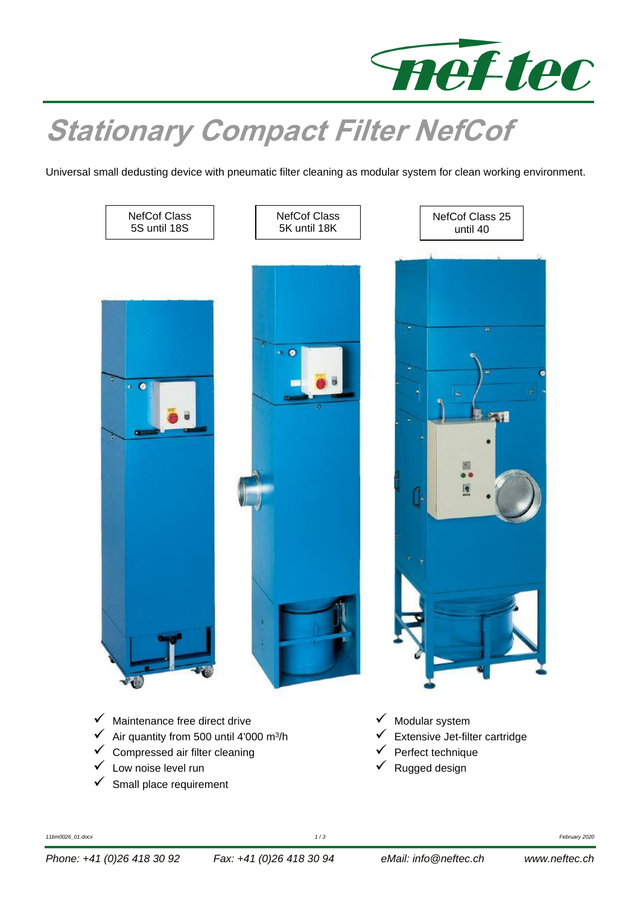# Stationary Compact Filter NefCof

Universal small dedusting device with pneumatic filter cleaning as modular system for clean working environment.

| NefCof Class 5S until 18S | NefCof Class 5K until 18K | NefCof Class 25 until 40 |
|---|---|---|

- ✓ Maintenance free direct drive
- ✓ Air quantity from 500 until 4'000 m³/h
- ✓ Compressed air filter cleaning
- ✓ Low noise level run
- ✓ Small place requirement
- ✓ Modular system
- ✓ Extensive Jet-filter cartridge
- ✓ Perfect technique
- ✓ Rugged design

Phone: +41 (0)26 418 30 92 Fax: +41 (0)26 418 30 94 eMail: info@neftec.ch www.neftec.ch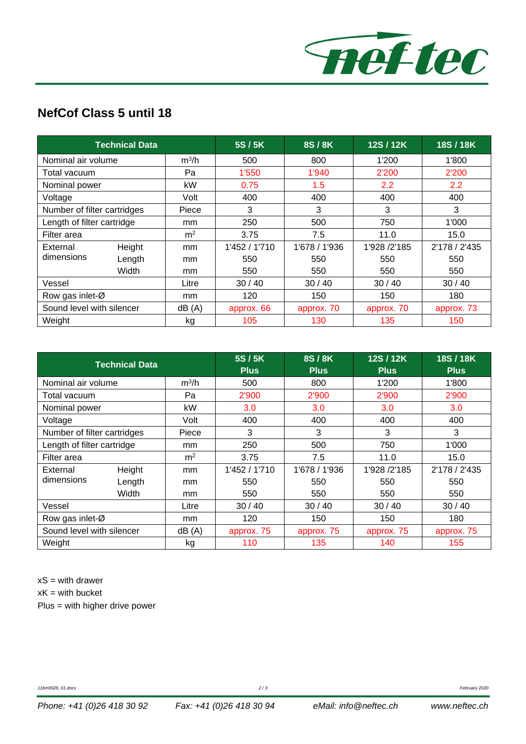## NefCof Class 5 until 18

| Technical Data | | | 5S / 5K | 8S / 8K | 12S / 12K | 18S / 18K |
|---|---|---|---|---|---|---|
| Nominal air volume | | $m^3/h$ | 500 | 800 | 1'200 | 1'800 |
| Total vacuum | | Pa | 1'550 | 1'940 | 2'200 | 2'200 |
| Nominal power | | kW | 0.75 | 1.5 | 2.2 | 2.2 |
| Voltage | | Volt | 400 | 400 | 400 | 400 |
| Number of filter cartridges | | Piece | 3 | 3 | 3 | 3 |
| Length of filter cartridge | | mm | 250 | 500 | 750 | 1'000 |
| Filter area | | $m^2$ | 3.75 | 7.5 | 11.0 | 15.0 |
| External dimensions | Height | mm | 1'452 / 1'710 | 1'678 / 1'936 | 1'928 /2'185 | 2'178 / 2'435 |
| | Length | mm | 550 | 550 | 550 | 550 |
| | Width | mm | 550 | 550 | 550 | 550 |
| Vessel | | Litre | 30 / 40 | 30 / 40 | 30 / 40 | 30 / 40 |
| Row gas inlet-Ø | | mm | 120 | 150 | 150 | 180 |
| Sound level with silencer | | dB (A) | approx. 66 | approx. 70 | approx. 70 | approx. 73 |
| Weight | | kg | 105 | 130 | 135 | 150 |

| Technical Data | | | 5S / 5K Plus | 8S / 8K Plus | 12S / 12K Plus | 18S / 18K Plus |
|---|---|---|---|---|---|---|
| Nominal air volume | | $m^3/h$ | 500 | 800 | 1'200 | 1'800 |
| Total vacuum | | Pa | 2'900 | 2'900 | 2'900 | 2'900 |
| Nominal power | | kW | 3.0 | 3.0 | 3.0 | 3.0 |
| Voltage | | Volt | 400 | 400 | 400 | 400 |
| Number of filter cartridges | | Piece | 3 | 3 | 3 | 3 |
| Length of filter cartridge | | mm | 250 | 500 | 750 | 1'000 |
| Filter area | | $m^2$ | 3.75 | 7.5 | 11.0 | 15.0 |
| External dimensions | Height | mm | 1'452 / 1'710 | 1'678 / 1'936 | 1'928 /2'185 | 2'178 / 2'435 |
| | Length | mm | 550 | 550 | 550 | 550 |
| | Width | mm | 550 | 550 | 550 | 550 |
| Vessel | | Litre | 30 / 40 | 30 / 40 | 30 / 40 | 30 / 40 |
| Row gas inlet-Ø | | mm | 120 | 150 | 150 | 180 |
| Sound level with silencer | | dB (A) | approx. 75 | approx. 75 | approx. 75 | approx. 75 |
| Weight | | kg | 110 | 135 | 140 | 155 |

xS = with drawer

xK = with bucket

Plus = with higher drive power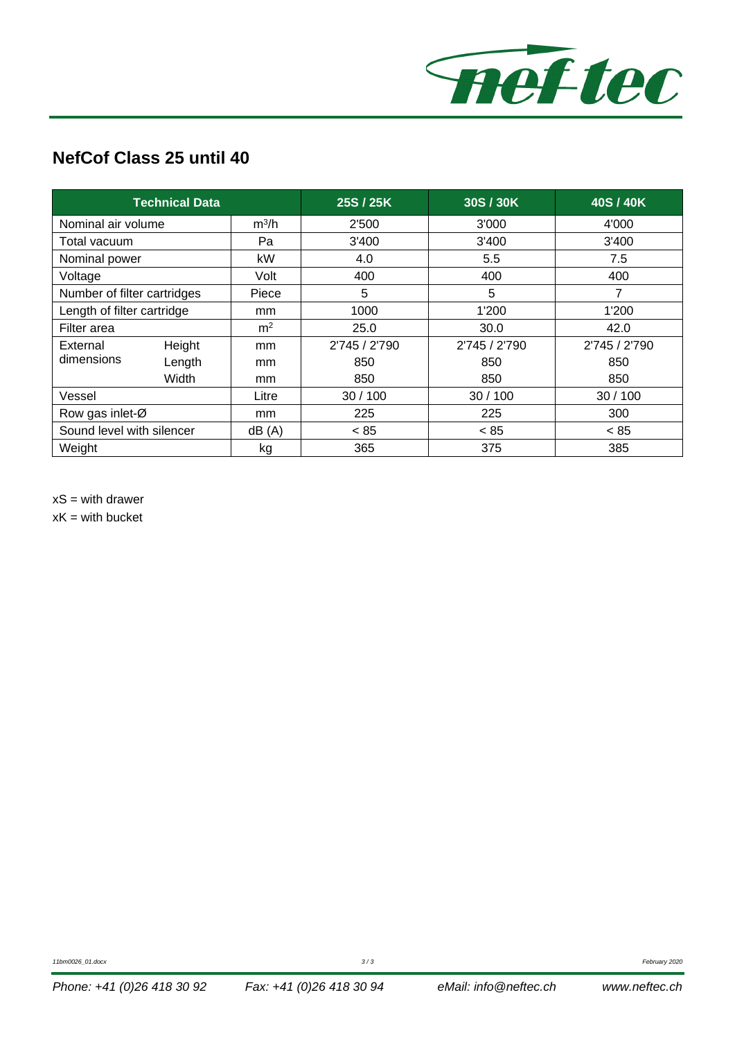## NefCof Class 25 until 40

| Technical Data | | | 25S / 25K | 30S / 30K | 40S / 40K |
|---|---|---|---|---|---|
| Nominal air volume | | $m^3/h$ | 2'500 | 3'000 | 4'000 |
| Total vacuum | | Pa | 3'400 | 3'400 | 3'400 |
| Nominal power | | kW | 4.0 | 5.5 | 7.5 |
| Voltage | | Volt | 400 | 400 | 400 |
| Number of filter cartridges | | Piece | 5 | 5 | 7 |
| Length of filter cartridge | | mm | 1000 | 1'200 | 1'200 |
| Filter area | | $m^2$ | 25.0 | 30.0 | 42.0 |
| External dimensions | Height | mm | 2'745 / 2'790 | 2'745 / 2'790 | 2'745 / 2'790 |
| | Length | mm | 850 | 850 | 850 |
| | Width | mm | 850 | 850 | 850 |
| Vessel | | Litre | 30 / 100 | 30 / 100 | 30 / 100 |
| Row gas inlet-Ø | | mm | 225 | 225 | 300 |
| Sound level with silencer | | dB (A) | < 85 | < 85 | < 85 |
| Weight | | kg | 365 | 375 | 385 |

xS = with drawer

xK = with bucket